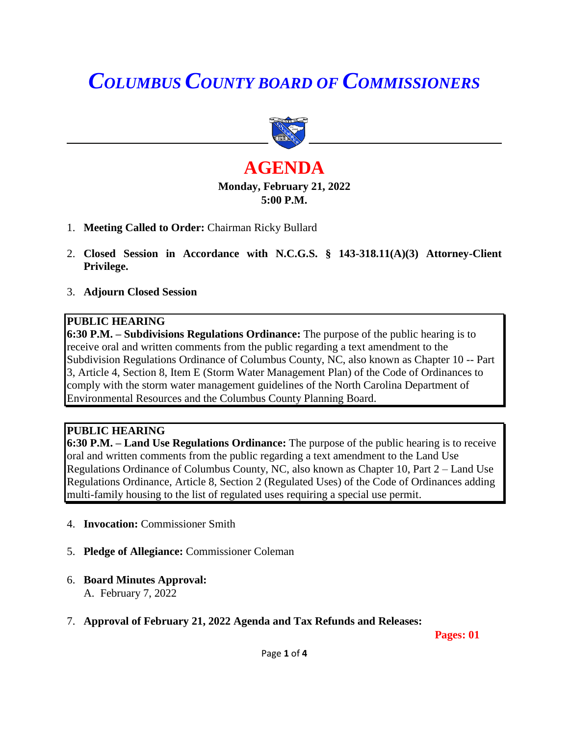# *Columbus County Board of Commissioners*

# AGENDA

**Monday, February 21, 2022**
**5:00 P.M.**

1. **Meeting Called to Order:** Chairman Ricky Bullard

2. **Closed Session in Accordance with N.C.G.S. § 143-318.11(A)(3) Attorney-Client Privilege.**

3. **Adjourn Closed Session**

**PUBLIC HEARING**
**6:30 P.M. – Subdivisions Regulations Ordinance:** The purpose of the public hearing is to receive oral and written comments from the public regarding a text amendment to the Subdivision Regulations Ordinance of Columbus County, NC, also known as Chapter 10 -- Part 3, Article 4, Section 8, Item E (Storm Water Management Plan) of the Code of Ordinances to comply with the storm water management guidelines of the North Carolina Department of Environmental Resources and the Columbus County Planning Board.

**PUBLIC HEARING**
**6:30 P.M. – Land Use Regulations Ordinance:** The purpose of the public hearing is to receive oral and written comments from the public regarding a text amendment to the Land Use Regulations Ordinance of Columbus County, NC, also known as Chapter 10, Part 2 – Land Use Regulations Ordinance, Article 8, Section 2 (Regulated Uses) of the Code of Ordinances adding multi-family housing to the list of regulated uses requiring a special use permit.

4. **Invocation:** Commissioner Smith

5. **Pledge of Allegiance:** Commissioner Coleman

6. **Board Minutes Approval:**
   A. February 7, 2022

7. **Approval of February 21, 2022 Agenda and Tax Refunds and Releases:**
   **Pages: 01**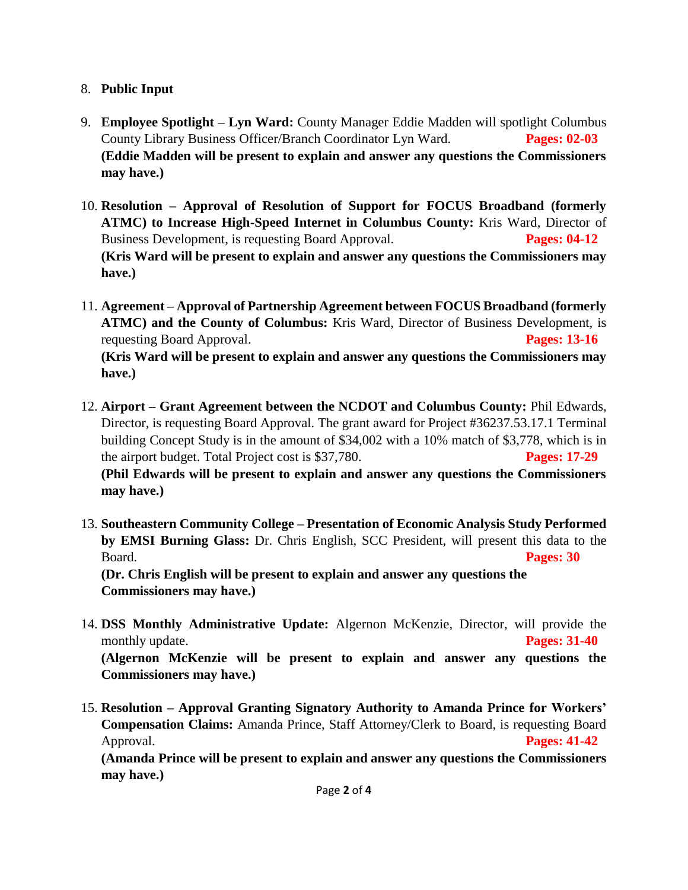8. **Public Input**

9. **Employee Spotlight – Lyn Ward:** County Manager Eddie Madden will spotlight Columbus County Library Business Officer/Branch Coordinator Lyn Ward. **Pages: 02-03**
**(Eddie Madden will be present to explain and answer any questions the Commissioners may have.)**

10. **Resolution – Approval of Resolution of Support for FOCUS Broadband (formerly ATMC) to Increase High-Speed Internet in Columbus County:** Kris Ward, Director of Business Development, is requesting Board Approval. **Pages: 04-12**
**(Kris Ward will be present to explain and answer any questions the Commissioners may have.)**

11. **Agreement – Approval of Partnership Agreement between FOCUS Broadband (formerly ATMC) and the County of Columbus:** Kris Ward, Director of Business Development, is requesting Board Approval. **Pages: 13-16**
**(Kris Ward will be present to explain and answer any questions the Commissioners may have.)**

12. **Airport – Grant Agreement between the NCDOT and Columbus County:** Phil Edwards, Director, is requesting Board Approval. The grant award for Project #36237.53.17.1 Terminal building Concept Study is in the amount of $34,002 with a 10% match of $3,778, which is in the airport budget. Total Project cost is $37,780. **Pages: 17-29**
**(Phil Edwards will be present to explain and answer any questions the Commissioners may have.)**

13. **Southeastern Community College – Presentation of Economic Analysis Study Performed by EMSI Burning Glass:** Dr. Chris English, SCC President, will present this data to the Board. **Pages: 30**
**(Dr. Chris English will be present to explain and answer any questions the Commissioners may have.)**

14. **DSS Monthly Administrative Update:** Algernon McKenzie, Director, will provide the monthly update. **Pages: 31-40**
**(Algernon McKenzie will be present to explain and answer any questions the Commissioners may have.)**

15. **Resolution – Approval Granting Signatory Authority to Amanda Prince for Workers' Compensation Claims:** Amanda Prince, Staff Attorney/Clerk to Board, is requesting Board Approval. **Pages: 41-42**
**(Amanda Prince will be present to explain and answer any questions the Commissioners may have.)**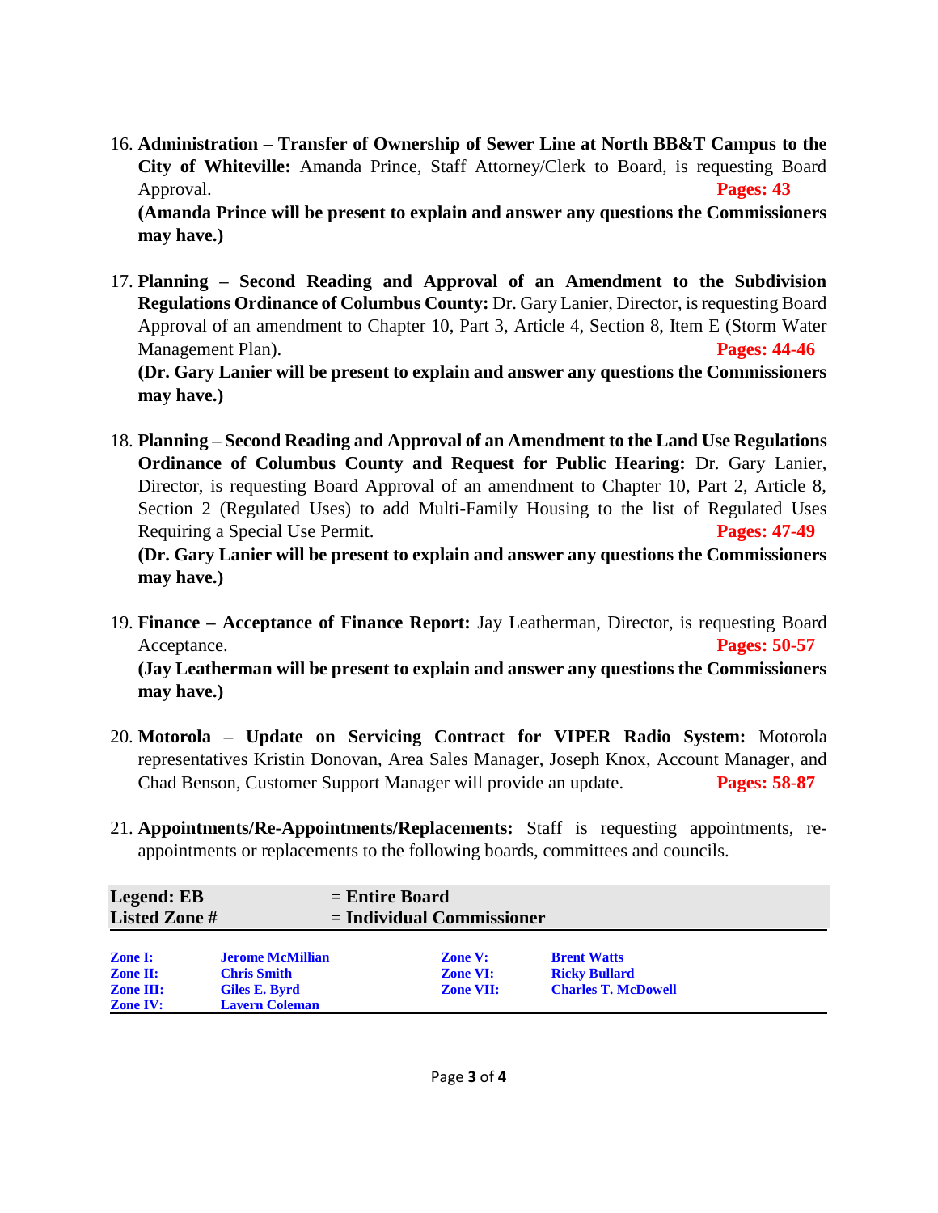16. **Administration – Transfer of Ownership of Sewer Line at North BB&T Campus to the City of Whiteville:** Amanda Prince, Staff Attorney/Clerk to Board, is requesting Board Approval. **Pages: 43**
    **(Amanda Prince will be present to explain and answer any questions the Commissioners may have.)**

17. **Planning – Second Reading and Approval of an Amendment to the Subdivision Regulations Ordinance of Columbus County:** Dr. Gary Lanier, Director, is requesting Board Approval of an amendment to Chapter 10, Part 3, Article 4, Section 8, Item E (Storm Water Management Plan). **Pages: 44-46**
    **(Dr. Gary Lanier will be present to explain and answer any questions the Commissioners may have.)**

18. **Planning – Second Reading and Approval of an Amendment to the Land Use Regulations Ordinance of Columbus County and Request for Public Hearing:** Dr. Gary Lanier, Director, is requesting Board Approval of an amendment to Chapter 10, Part 2, Article 8, Section 2 (Regulated Uses) to add Multi-Family Housing to the list of Regulated Uses Requiring a Special Use Permit. **Pages: 47-49**
    **(Dr. Gary Lanier will be present to explain and answer any questions the Commissioners may have.)**

19. **Finance – Acceptance of Finance Report:** Jay Leatherman, Director, is requesting Board Acceptance. **Pages: 50-57**
    **(Jay Leatherman will be present to explain and answer any questions the Commissioners may have.)**

20. **Motorola – Update on Servicing Contract for VIPER Radio System:** Motorola representatives Kristin Donovan, Area Sales Manager, Joseph Knox, Account Manager, and Chad Benson, Customer Support Manager will provide an update. **Pages: 58-87**

21. **Appointments/Re-Appointments/Replacements:** Staff is requesting appointments, re-appointments or replacements to the following boards, committees and councils.

| **Legend: EB** | **= Entire Board** |
|---|---|
| **Listed Zone #** | **= Individual Commissioner** |

| | | | |
|---|---|---|---|
| **Zone I:** | **Jerome McMillian** | **Zone V:** | **Brent Watts** |
| **Zone II:** | **Chris Smith** | **Zone VI:** | **Ricky Bullard** |
| **Zone III:** | **Giles E. Byrd** | **Zone VII:** | **Charles T. McDowell** |
| **Zone IV:** | **Lavern Coleman** | | |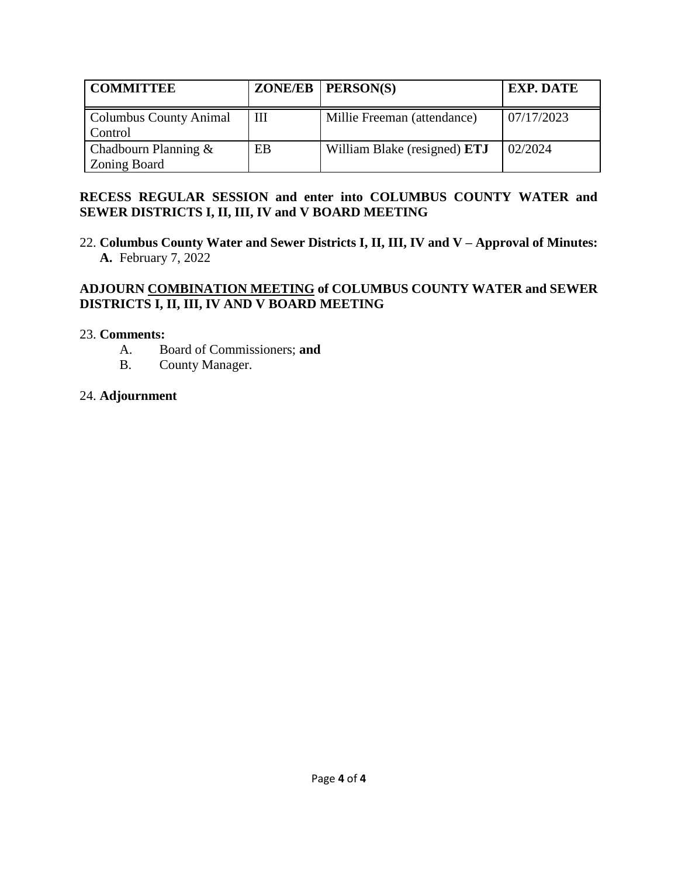| COMMITTEE | ZONE/EB | PERSON(S) | EXP. DATE |
|---|---|---|---|
| Columbus County Animal Control | III | Millie Freeman (attendance) | 07/17/2023 |
| Chadbourn Planning & Zoning Board | EB | William Blake (resigned) **ETJ** | 02/2024 |

**RECESS REGULAR SESSION and enter into COLUMBUS COUNTY WATER and SEWER DISTRICTS I, II, III, IV and V BOARD MEETING**

22. **Columbus County Water and Sewer Districts I, II, III, IV and V – Approval of Minutes:**
    **A.** February 7, 2022

**ADJOURN <u>COMBINATION MEETING</u> of COLUMBUS COUNTY WATER and SEWER DISTRICTS I, II, III, IV AND V BOARD MEETING**

23. **Comments:**
    A. Board of Commissioners; **and**
    B. County Manager.

24. **Adjournment**